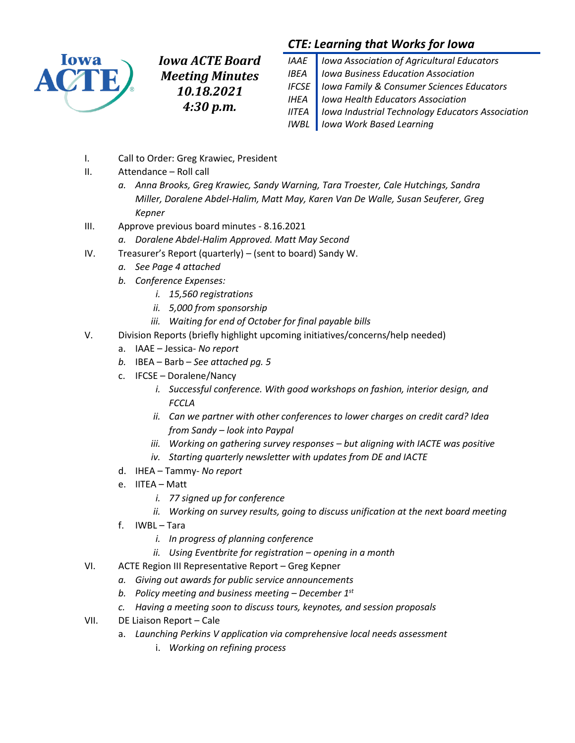# Iowa ACTE Board Meeting Minutes
## 10.18.2021
## 4:30 p.m.

### *CTE: Learning that Works for Iowa*

| | |
|---|---|
| *IAAE* | *Iowa Association of Agricultural Educators* |
| *IBEA* | *Iowa Business Education Association* |
| *IFCSE* | *Iowa Family & Consumer Sciences Educators* |
| *IHEA* | *Iowa Health Educators Association* |
| *IITEA* | *Iowa Industrial Technology Educators Association* |
| *IWBL* | *Iowa Work Based Learning* |

I. Call to Order: Greg Krawiec, President

II. Attendance – Roll call
   - a. *Anna Brooks, Greg Krawiec, Sandy Warning, Tara Troester, Cale Hutchings, Sandra Miller, Doralene Abdel-Halim, Matt May, Karen Van De Walle, Susan Seuferer, Greg Kepner*

III. Approve previous board minutes - 8.16.2021
   - a. *Doralene Abdel-Halim Approved. Matt May Second*

IV. Treasurer's Report (quarterly) – (sent to board) Sandy W.
   - a. *See Page 4 attached*
   - b. *Conference Expenses:*
     - i. *15,560 registrations*
     - ii. *5,000 from sponsorship*
     - iii. *Waiting for end of October for final payable bills*

V. Division Reports (briefly highlight upcoming initiatives/concerns/help needed)
   - a. IAAE – Jessica- *No report*
   - b. IBEA – Barb – *See attached pg. 5*
   - c. IFCSE – Doralene/Nancy
     - i. *Successful conference. With good workshops on fashion, interior design, and FCCLA*
     - ii. *Can we partner with other conferences to lower charges on credit card? Idea from Sandy – look into Paypal*
     - iii. *Working on gathering survey responses – but aligning with IACTE was positive*
     - iv. *Starting quarterly newsletter with updates from DE and IACTE*
   - d. IHEA – Tammy- *No report*
   - e. IITEA – Matt
     - i. *77 signed up for conference*
     - ii. *Working on survey results, going to discuss unification at the next board meeting*
   - f. IWBL – Tara
     - i. *In progress of planning conference*
     - ii. *Using Eventbrite for registration – opening in a month*

VI. ACTE Region III Representative Report – Greg Kepner
   - a. *Giving out awards for public service announcements*
   - b. *Policy meeting and business meeting – December 1st*
   - c. *Having a meeting soon to discuss tours, keynotes, and session proposals*

VII. DE Liaison Report – Cale
   - a. *Launching Perkins V application via comprehensive local needs assessment*
     - i. *Working on refining process*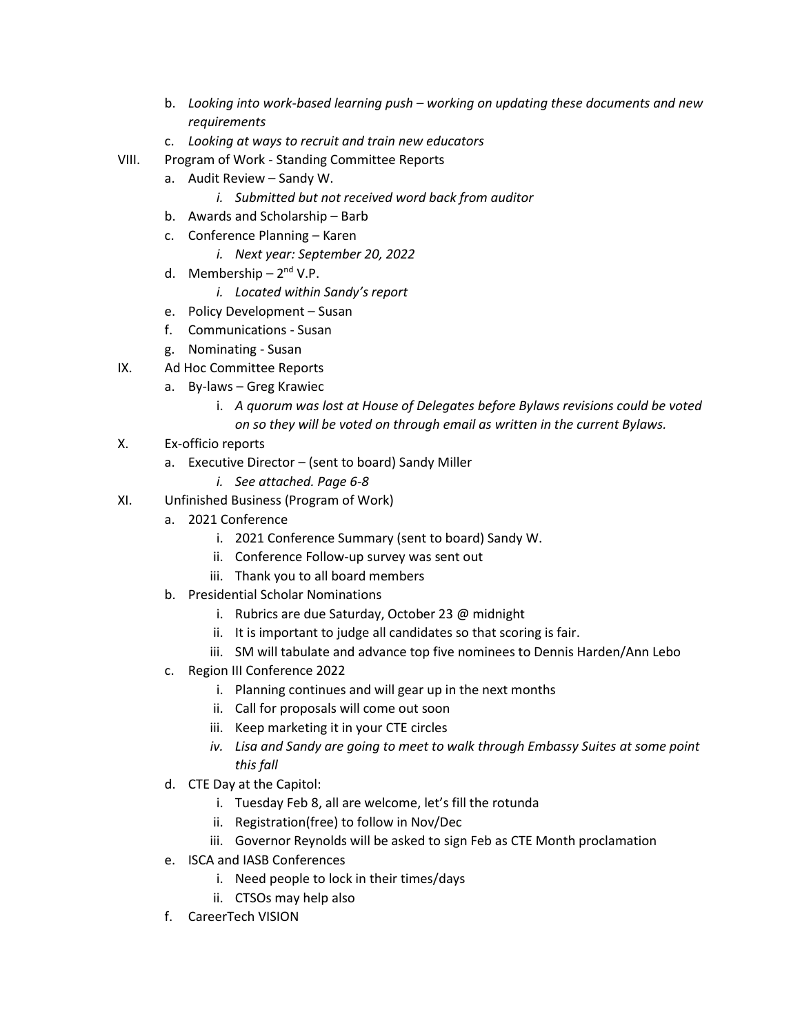b. *Looking into work-based learning push – working on updating these documents and new requirements*
   c. *Looking at ways to recruit and train new educators*

VIII. Program of Work - Standing Committee Reports
   a. Audit Review – Sandy W.
      i. *Submitted but not received word back from auditor*
   b. Awards and Scholarship – Barb
   c. Conference Planning – Karen
      i. *Next year: September 20, 2022*
   d. Membership – 2nd V.P.
      i. *Located within Sandy's report*
   e. Policy Development – Susan
   f. Communications - Susan
   g. Nominating - Susan

IX. Ad Hoc Committee Reports
   a. By-laws – Greg Krawiec
      i. *A quorum was lost at House of Delegates before Bylaws revisions could be voted on so they will be voted on through email as written in the current Bylaws.*

X. Ex-officio reports
   a. Executive Director – (sent to board) Sandy Miller
      i. *See attached. Page 6-8*

XI. Unfinished Business (Program of Work)
   a. 2021 Conference
      i. 2021 Conference Summary (sent to board) Sandy W.
      ii. Conference Follow-up survey was sent out
      iii. Thank you to all board members
   b. Presidential Scholar Nominations
      i. Rubrics are due Saturday, October 23 @ midnight
      ii. It is important to judge all candidates so that scoring is fair.
      iii. SM will tabulate and advance top five nominees to Dennis Harden/Ann Lebo
   c. Region III Conference 2022
      i. Planning continues and will gear up in the next months
      ii. Call for proposals will come out soon
      iii. Keep marketing it in your CTE circles
      iv. *Lisa and Sandy are going to meet to walk through Embassy Suites at some point this fall*
   d. CTE Day at the Capitol:
      i. Tuesday Feb 8, all are welcome, let's fill the rotunda
      ii. Registration(free) to follow in Nov/Dec
      iii. Governor Reynolds will be asked to sign Feb as CTE Month proclamation
   e. ISCA and IASB Conferences
      i. Need people to lock in their times/days
      ii. CTSOs may help also
   f. CareerTech VISION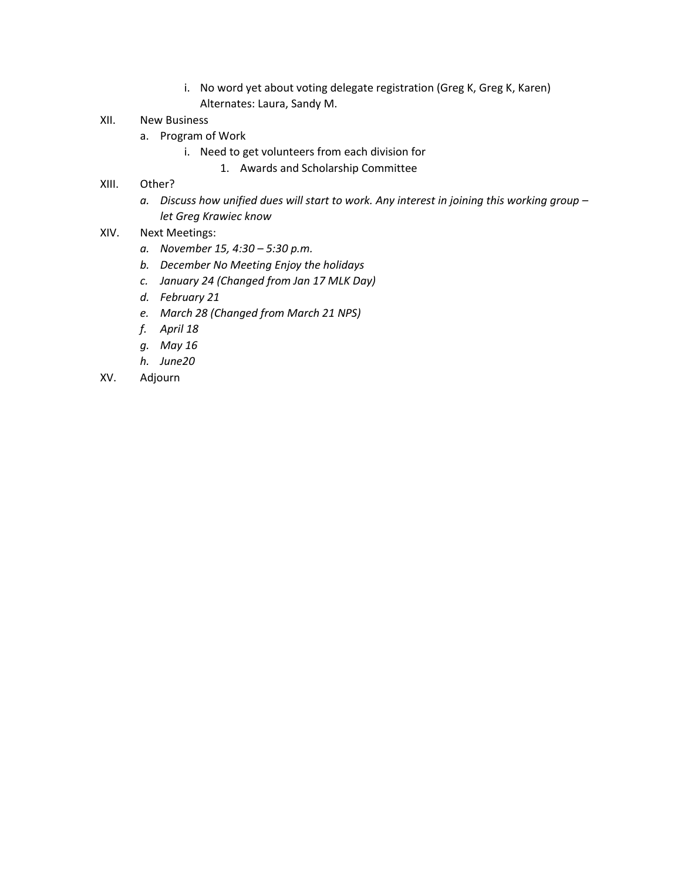i. No word yet about voting delegate registration (Greg K, Greg K, Karen) Alternates: Laura, Sandy M.

XII. New Business
  a. Program of Work
    i. Need to get volunteers from each division for
      1. Awards and Scholarship Committee

XIII. Other?
  a. *Discuss how unified dues will start to work. Any interest in joining this working group – let Greg Krawiec know*

XIV. Next Meetings:
  a. *November 15, 4:30 – 5:30 p.m.*
  b. *December No Meeting Enjoy the holidays*
  c. *January 24 (Changed from Jan 17 MLK Day)*
  d. *February 21*
  e. *March 28 (Changed from March 21 NPS)*
  f. *April 18*
  g. *May 16*
  h. *June20*

XV. Adjourn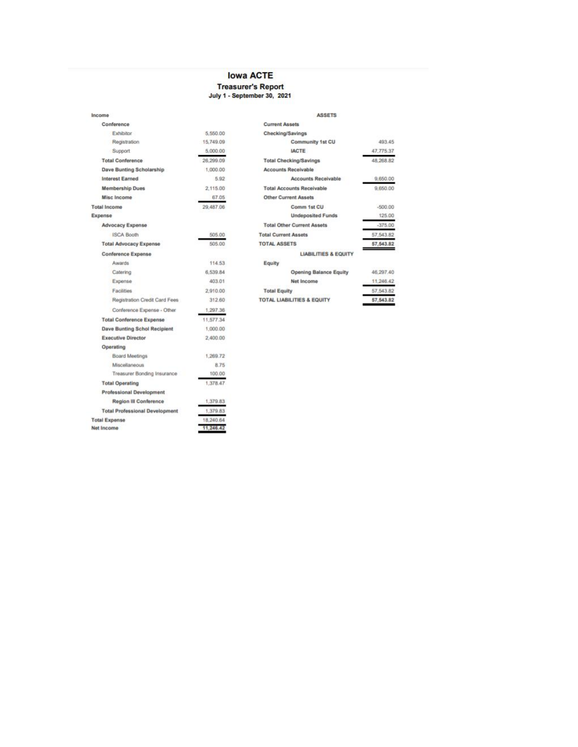# Iowa ACTE

## Treasurer's Report

### July 1 - September 30, 2021

| Income | |
|---|---|
| **Conference** | |
| Exhibitor | 5,550.00 |
| Registration | 15,749.09 |
| Support | 5,000.00 |
| **Total Conference** | 26,299.09 |
| **Dave Bunting Scholarship** | 1,000.00 |
| **Interest Earned** | 5.92 |
| **Membership Dues** | 2,115.00 |
| **Misc Income** | 67.05 |
| **Total Income** | 29,487.06 |
| **Expense** | |
| **Advocacy Expense** | |
| ISCA Booth | 505.00 |
| **Total Advocacy Expense** | 505.00 |
| **Conference Expense** | |
| Awards | 114.53 |
| Catering | 6,539.84 |
| Expense | 403.01 |
| Facilities | 2,910.00 |
| Registration Credit Card Fees | 312.60 |
| Conference Expense - Other | 1,297.36 |
| **Total Conference Expense** | 11,577.34 |
| **Dave Bunting Schol Recipient** | 1,000.00 |
| **Executive Director** | 2,400.00 |
| **Operating** | |
| Board Meetings | 1,269.72 |
| Miscellaneous | 8.75 |
| Treasurer Bonding Insurance | 100.00 |
| **Total Operating** | 1,378.47 |
| **Professional Development** | |
| Region III Conference | 1,379.83 |
| **Total Professional Development** | 1,379.83 |
| **Total Expense** | 18,240.64 |
| **Net Income** | 11,246.42 |

| ASSETS | |
|---|---|
| **Current Assets** | |
| **Checking/Savings** | |
| Community 1st CU | 493.45 |
| IACTE | 47,775.37 |
| **Total Checking/Savings** | 48,268.82 |
| **Accounts Receivable** | |
| Accounts Receivable | 9,650.00 |
| **Total Accounts Receivable** | 9,650.00 |
| **Other Current Assets** | |
| Comm 1st CU | -500.00 |
| Undeposited Funds | 125.00 |
| **Total Other Current Assets** | -375.00 |
| **Total Current Assets** | 57,543.82 |
| **TOTAL ASSETS** | 57,543.82 |
| **LIABILITIES & EQUITY** | |
| **Equity** | |
| Opening Balance Equity | 46,297.40 |
| Net Income | 11,246.42 |
| **Total Equity** | 57,543.82 |
| **TOTAL LIABILITIES & EQUITY** | 57,543.82 |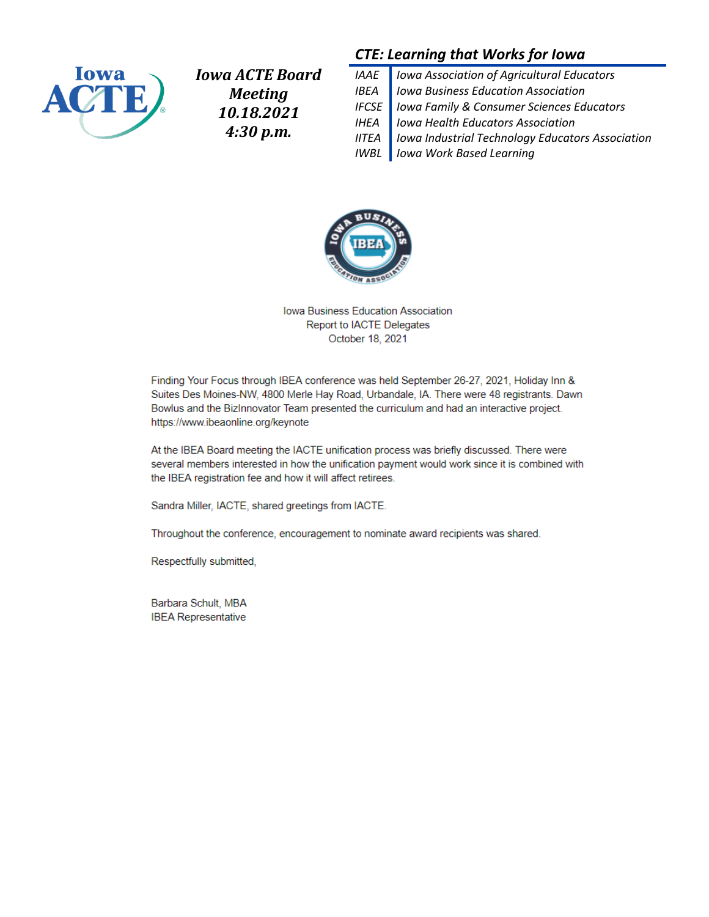*Iowa ACTE Board Meeting 10.18.2021 4:30 p.m.*

***CTE: Learning that Works for Iowa***

| | |
|---|---|
| IAAE | Iowa Association of Agricultural Educators |
| IBEA | Iowa Business Education Association |
| IFCSE | Iowa Family & Consumer Sciences Educators |
| IHEA | Iowa Health Educators Association |
| IITEA | Iowa Industrial Technology Educators Association |
| IWBL | Iowa Work Based Learning |

Iowa Business Education Association
Report to IACTE Delegates
October 18, 2021

Finding Your Focus through IBEA conference was held September 26-27, 2021, Holiday Inn & Suites Des Moines-NW, 4800 Merle Hay Road, Urbandale, IA. There were 48 registrants. Dawn Bowlus and the BizInnovator Team presented the curriculum and had an interactive project. https://www.ibeaonline.org/keynote

At the IBEA Board meeting the IACTE unification process was briefly discussed. There were several members interested in how the unification payment would work since it is combined with the IBEA registration fee and how it will affect retirees.

Sandra Miller, IACTE, shared greetings from IACTE.

Throughout the conference, encouragement to nominate award recipients was shared.

Respectfully submitted,

Barbara Schult, MBA
IBEA Representative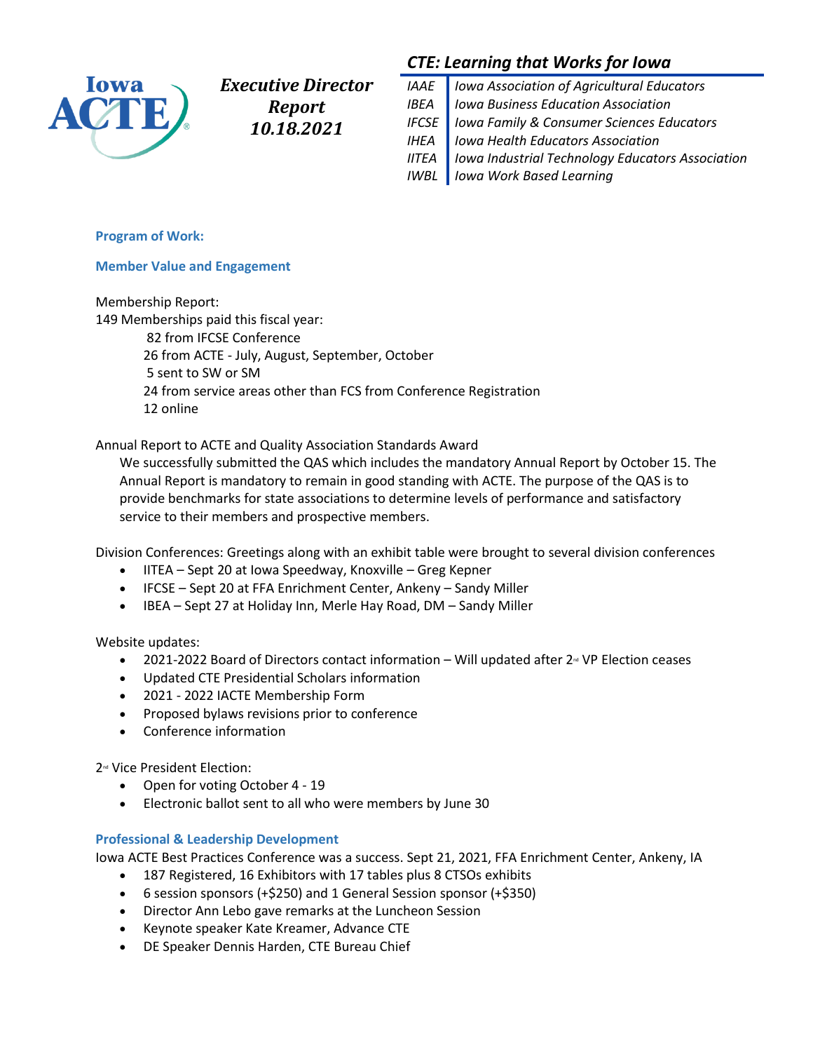# Executive Director Report 10.18.2021

## CTE: Learning that Works for Iowa

| | |
|---|---|
| IAAE | Iowa Association of Agricultural Educators |
| IBEA | Iowa Business Education Association |
| IFCSE | Iowa Family & Consumer Sciences Educators |
| IHEA | Iowa Health Educators Association |
| IITEA | Iowa Industrial Technology Educators Association |
| IWBL | Iowa Work Based Learning |

### Program of Work:

### Member Value and Engagement

Membership Report:
149 Memberships paid this fiscal year:
- 82 from IFCSE Conference
- 26 from ACTE - July, August, September, October
- 5 sent to SW or SM
- 24 from service areas other than FCS from Conference Registration
- 12 online

Annual Report to ACTE and Quality Association Standards Award

We successfully submitted the QAS which includes the mandatory Annual Report by October 15. The Annual Report is mandatory to remain in good standing with ACTE. The purpose of the QAS is to provide benchmarks for state associations to determine levels of performance and satisfactory service to their members and prospective members.

Division Conferences: Greetings along with an exhibit table were brought to several division conferences

- IITEA – Sept 20 at Iowa Speedway, Knoxville – Greg Kepner
- IFCSE – Sept 20 at FFA Enrichment Center, Ankeny – Sandy Miller
- IBEA – Sept 27 at Holiday Inn, Merle Hay Road, DM – Sandy Miller

Website updates:

- 2021-2022 Board of Directors contact information – Will updated after 2nd VP Election ceases
- Updated CTE Presidential Scholars information
- 2021 - 2022 IACTE Membership Form
- Proposed bylaws revisions prior to conference
- Conference information

2nd Vice President Election:

- Open for voting October 4 - 19
- Electronic ballot sent to all who were members by June 30

### Professional & Leadership Development

Iowa ACTE Best Practices Conference was a success. Sept 21, 2021, FFA Enrichment Center, Ankeny, IA

- 187 Registered, 16 Exhibitors with 17 tables plus 8 CTSOs exhibits
- 6 session sponsors (+$250) and 1 General Session sponsor (+$350)
- Director Ann Lebo gave remarks at the Luncheon Session
- Keynote speaker Kate Kreamer, Advance CTE
- DE Speaker Dennis Harden, CTE Bureau Chief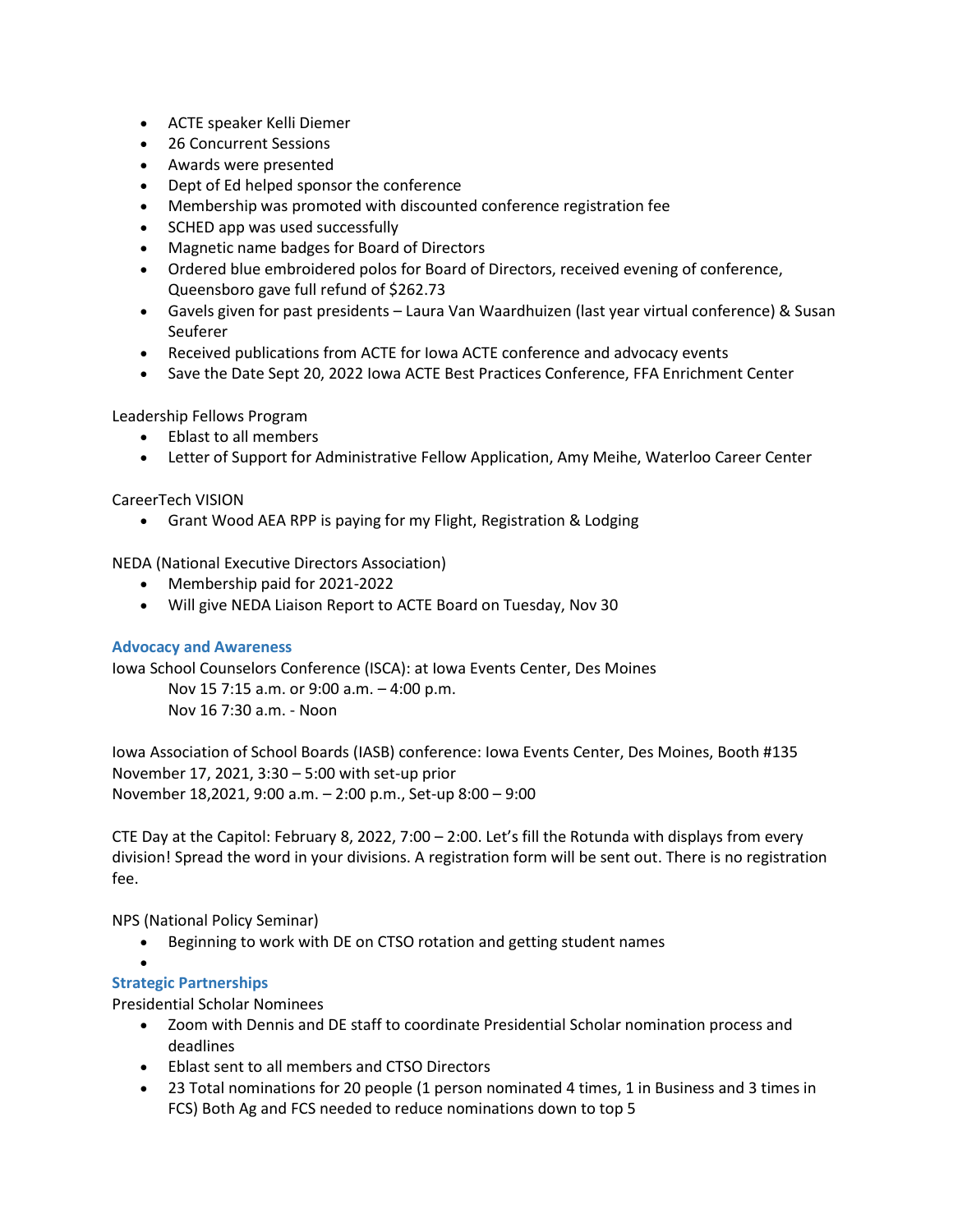- ACTE speaker Kelli Diemer
- 26 Concurrent Sessions
- Awards were presented
- Dept of Ed helped sponsor the conference
- Membership was promoted with discounted conference registration fee
- SCHED app was used successfully
- Magnetic name badges for Board of Directors
- Ordered blue embroidered polos for Board of Directors, received evening of conference, Queensboro gave full refund of $262.73
- Gavels given for past presidents – Laura Van Waardhuizen (last year virtual conference) & Susan Seuferer
- Received publications from ACTE for Iowa ACTE conference and advocacy events
- Save the Date Sept 20, 2022 Iowa ACTE Best Practices Conference, FFA Enrichment Center

Leadership Fellows Program

- Eblast to all members
- Letter of Support for Administrative Fellow Application, Amy Meihe, Waterloo Career Center

CareerTech VISION

- Grant Wood AEA RPP is paying for my Flight, Registration & Lodging

NEDA (National Executive Directors Association)

- Membership paid for 2021-2022
- Will give NEDA Liaison Report to ACTE Board on Tuesday, Nov 30

### Advocacy and Awareness

Iowa School Counselors Conference (ISCA): at Iowa Events Center, Des Moines

Nov 15 7:15 a.m. or 9:00 a.m. – 4:00 p.m.
Nov 16 7:30 a.m. - Noon

Iowa Association of School Boards (IASB) conference: Iowa Events Center, Des Moines, Booth #135
November 17, 2021, 3:30 – 5:00 with set-up prior
November 18,2021, 9:00 a.m. – 2:00 p.m., Set-up 8:00 – 9:00

CTE Day at the Capitol: February 8, 2022, 7:00 – 2:00. Let's fill the Rotunda with displays from every division! Spread the word in your divisions. A registration form will be sent out. There is no registration fee.

NPS (National Policy Seminar)

- Beginning to work with DE on CTSO rotation and getting student names

### Strategic Partnerships

Presidential Scholar Nominees

- Zoom with Dennis and DE staff to coordinate Presidential Scholar nomination process and deadlines
- Eblast sent to all members and CTSO Directors
- 23 Total nominations for 20 people (1 person nominated 4 times, 1 in Business and 3 times in FCS) Both Ag and FCS needed to reduce nominations down to top 5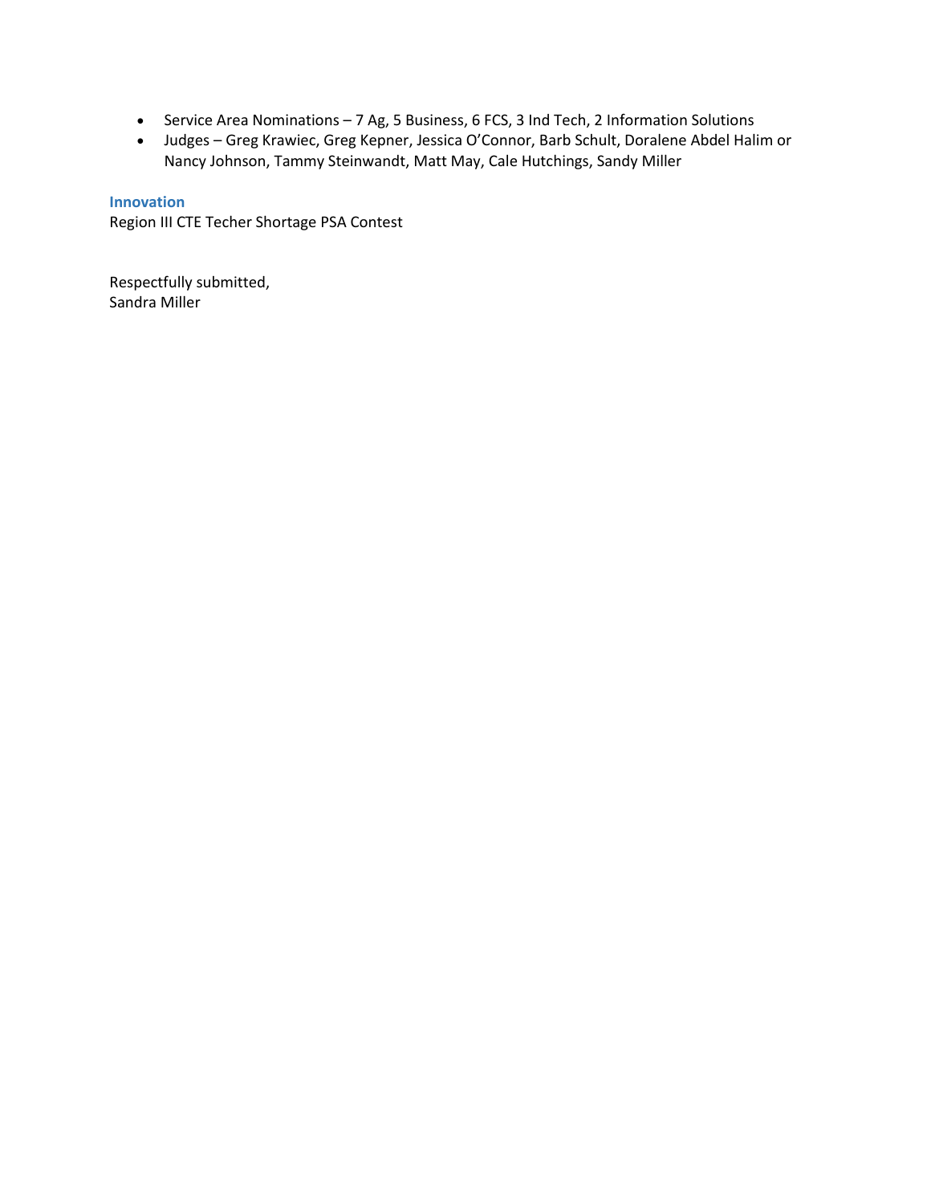- Service Area Nominations – 7 Ag, 5 Business, 6 FCS, 3 Ind Tech, 2 Information Solutions
- Judges – Greg Krawiec, Greg Kepner, Jessica O'Connor, Barb Schult, Doralene Abdel Halim or Nancy Johnson, Tammy Steinwandt, Matt May, Cale Hutchings, Sandy Miller

**Innovation**

Region III CTE Techer Shortage PSA Contest

Respectfully submitted,
Sandra Miller